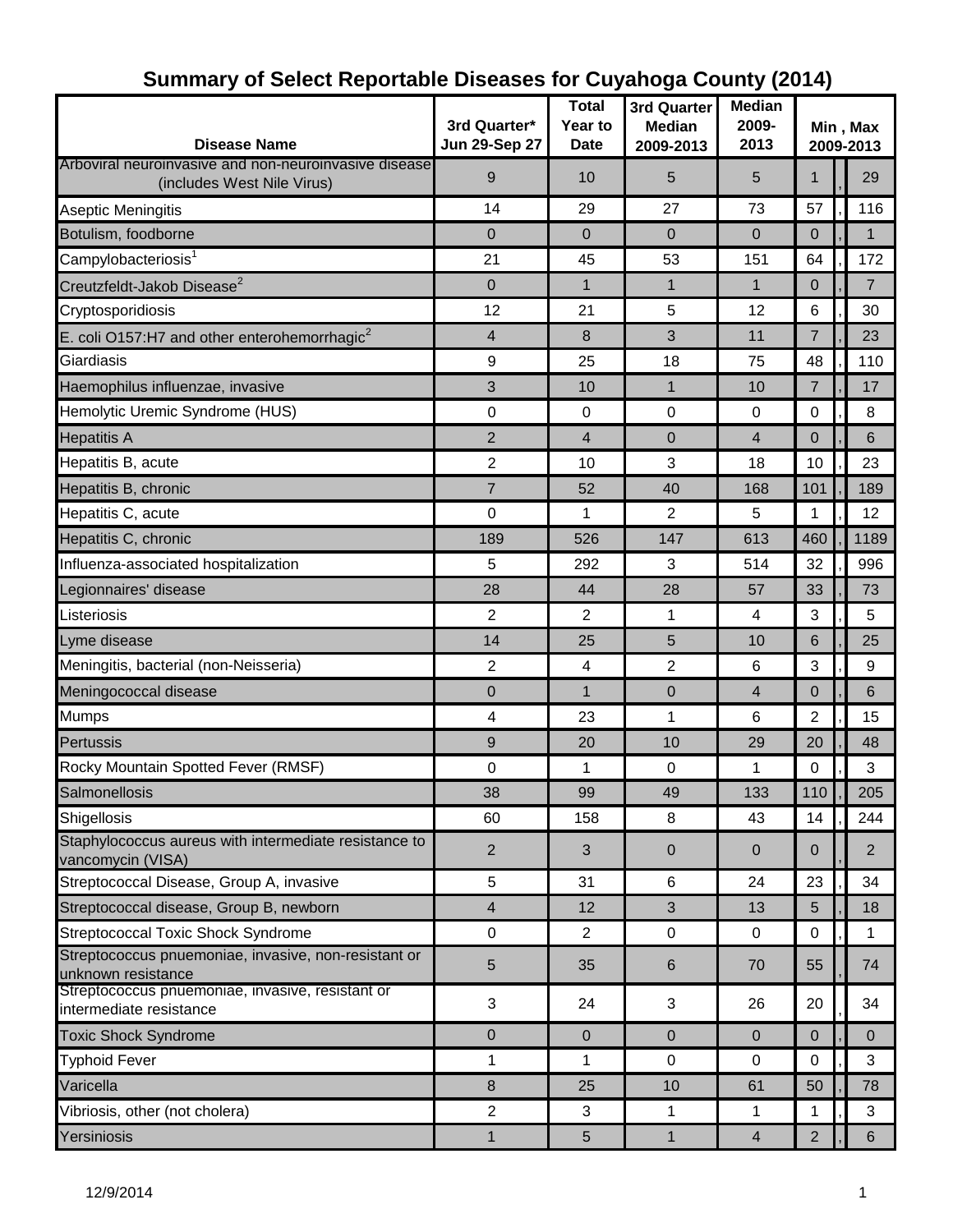# Summary of Select Reportable Diseases for Cuyahoga County (2014)

| Disease Name | 3rd Quarter* Jun 29-Sep 27 | Total Year to Date | 3rd Quarter Median 2009-2013 | Median 2009-2013 | Min , Max 2009-2013 |
|---|---|---|---|---|---|
| Arboviral neuroinvasive and non-neuroinvasive disease (includes West Nile Virus) | 9 | 10 | 5 | 5 | 1 , 29 |
| Aseptic Meningitis | 14 | 29 | 27 | 73 | 57 , 116 |
| Botulism, foodborne | 0 | 0 | 0 | 0 | 0 , 1 |
| Campylobacteriosis[1] | 21 | 45 | 53 | 151 | 64 , 172 |
| Creutzfeldt-Jakob Disease[2] | 0 | 1 | 1 | 1 | 0 , 7 |
| Cryptosporidiosis | 12 | 21 | 5 | 12 | 6 , 30 |
| E. coli O157:H7 and other enterohemorrhagic[2] | 4 | 8 | 3 | 11 | 7 , 23 |
| Giardiasis | 9 | 25 | 18 | 75 | 48 , 110 |
| Haemophilus influenzae, invasive | 3 | 10 | 1 | 10 | 7 , 17 |
| Hemolytic Uremic Syndrome (HUS) | 0 | 0 | 0 | 0 | 0 , 8 |
| Hepatitis A | 2 | 4 | 0 | 4 | 0 , 6 |
| Hepatitis B, acute | 2 | 10 | 3 | 18 | 10 , 23 |
| Hepatitis B, chronic | 7 | 52 | 40 | 168 | 101 , 189 |
| Hepatitis C, acute | 0 | 1 | 2 | 5 | 1 , 12 |
| Hepatitis C, chronic | 189 | 526 | 147 | 613 | 460 , 1189 |
| Influenza-associated hospitalization | 5 | 292 | 3 | 514 | 32 , 996 |
| Legionnaires' disease | 28 | 44 | 28 | 57 | 33 , 73 |
| Listeriosis | 2 | 2 | 1 | 4 | 3 , 5 |
| Lyme disease | 14 | 25 | 5 | 10 | 6 , 25 |
| Meningitis, bacterial (non-Neisseria) | 2 | 4 | 2 | 6 | 3 , 9 |
| Meningococcal disease | 0 | 1 | 0 | 4 | 0 , 6 |
| Mumps | 4 | 23 | 1 | 6 | 2 , 15 |
| Pertussis | 9 | 20 | 10 | 29 | 20 , 48 |
| Rocky Mountain Spotted Fever (RMSF) | 0 | 1 | 0 | 1 | 0 , 3 |
| Salmonellosis | 38 | 99 | 49 | 133 | 110 , 205 |
| Shigellosis | 60 | 158 | 8 | 43 | 14 , 244 |
| Staphylococcus aureus with intermediate resistance to vancomycin (VISA) | 2 | 3 | 0 | 0 | 0 , 2 |
| Streptococcal Disease, Group A, invasive | 5 | 31 | 6 | 24 | 23 , 34 |
| Streptococcal disease, Group B, newborn | 4 | 12 | 3 | 13 | 5 , 18 |
| Streptococcal Toxic Shock Syndrome | 0 | 2 | 0 | 0 | 0 , 1 |
| Streptococcus pnuemoniae, invasive, non-resistant or unknown resistance | 5 | 35 | 6 | 70 | 55 , 74 |
| Streptococcus pnuemoniae, invasive, resistant or intermediate resistance | 3 | 24 | 3 | 26 | 20 , 34 |
| Toxic Shock Syndrome | 0 | 0 | 0 | 0 | 0 , 0 |
| Typhoid Fever | 1 | 1 | 0 | 0 | 0 , 3 |
| Varicella | 8 | 25 | 10 | 61 | 50 , 78 |
| Vibriosis, other (not cholera) | 2 | 3 | 1 | 1 | 1 , 3 |
| Yersiniosis | 1 | 5 | 1 | 4 | 2 , 6 |

12/9/2014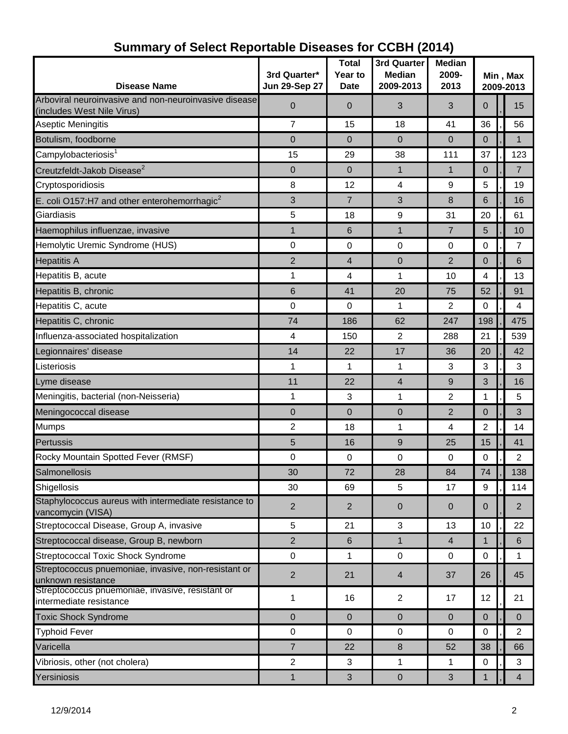# Summary of Select Reportable Diseases for CCBH (2014)

| Disease Name | 3rd Quarter* Jun 29-Sep 27 | Total Year to Date | 3rd Quarter Median 2009-2013 | Median 2009-2013 | Min , Max 2009-2013 |
|---|---|---|---|---|---|
| Arboviral neuroinvasive and non-neuroinvasive disease (includes West Nile Virus) | 0 | 0 | 3 | 3 | 0 , 15 |
| Aseptic Meningitis | 7 | 15 | 18 | 41 | 36 , 56 |
| Botulism, foodborne | 0 | 0 | 0 | 0 | 0 , 1 |
| Campylobacteriosis[1] | 15 | 29 | 38 | 111 | 37 , 123 |
| Creutzfeldt-Jakob Disease[2] | 0 | 0 | 1 | 1 | 0 , 7 |
| Cryptosporidiosis | 8 | 12 | 4 | 9 | 5 , 19 |
| E. coli O157:H7 and other enterohemorrhagic[2] | 3 | 7 | 3 | 8 | 6 , 16 |
| Giardiasis | 5 | 18 | 9 | 31 | 20 , 61 |
| Haemophilus influenzae, invasive | 1 | 6 | 1 | 7 | 5 , 10 |
| Hemolytic Uremic Syndrome (HUS) | 0 | 0 | 0 | 0 | 0 , 7 |
| Hepatitis A | 2 | 4 | 0 | 2 | 0 , 6 |
| Hepatitis B, acute | 1 | 4 | 1 | 10 | 4 , 13 |
| Hepatitis B, chronic | 6 | 41 | 20 | 75 | 52 , 91 |
| Hepatitis C, acute | 0 | 0 | 1 | 2 | 0 , 4 |
| Hepatitis C, chronic | 74 | 186 | 62 | 247 | 198 , 475 |
| Influenza-associated hospitalization | 4 | 150 | 2 | 288 | 21 , 539 |
| Legionnaires' disease | 14 | 22 | 17 | 36 | 20 , 42 |
| Listeriosis | 1 | 1 | 1 | 3 | 3 , 3 |
| Lyme disease | 11 | 22 | 4 | 9 | 3 , 16 |
| Meningitis, bacterial (non-Neisseria) | 1 | 3 | 1 | 2 | 1 , 5 |
| Meningococcal disease | 0 | 0 | 0 | 2 | 0 , 3 |
| Mumps | 2 | 18 | 1 | 4 | 2 , 14 |
| Pertussis | 5 | 16 | 9 | 25 | 15 , 41 |
| Rocky Mountain Spotted Fever (RMSF) | 0 | 0 | 0 | 0 | 0 , 2 |
| Salmonellosis | 30 | 72 | 28 | 84 | 74 , 138 |
| Shigellosis | 30 | 69 | 5 | 17 | 9 , 114 |
| Staphylococcus aureus with intermediate resistance to vancomycin (VISA) | 2 | 2 | 0 | 0 | 0 , 2 |
| Streptococcal Disease, Group A, invasive | 5 | 21 | 3 | 13 | 10 , 22 |
| Streptococcal disease, Group B, newborn | 2 | 6 | 1 | 4 | 1 , 6 |
| Streptococcal Toxic Shock Syndrome | 0 | 1 | 0 | 0 | 0 , 1 |
| Streptococcus pnuemoniae, invasive, non-resistant or unknown resistance | 2 | 21 | 4 | 37 | 26 , 45 |
| Streptococcus pnuemoniae, invasive, resistant or intermediate resistance | 1 | 16 | 2 | 17 | 12 , 21 |
| Toxic Shock Syndrome | 0 | 0 | 0 | 0 | 0 , 0 |
| Typhoid Fever | 0 | 0 | 0 | 0 | 0 , 2 |
| Varicella | 7 | 22 | 8 | 52 | 38 , 66 |
| Vibriosis, other (not cholera) | 2 | 3 | 1 | 1 | 0 , 3 |
| Yersiniosis | 1 | 3 | 0 | 3 | 1 , 4 |

12/9/2014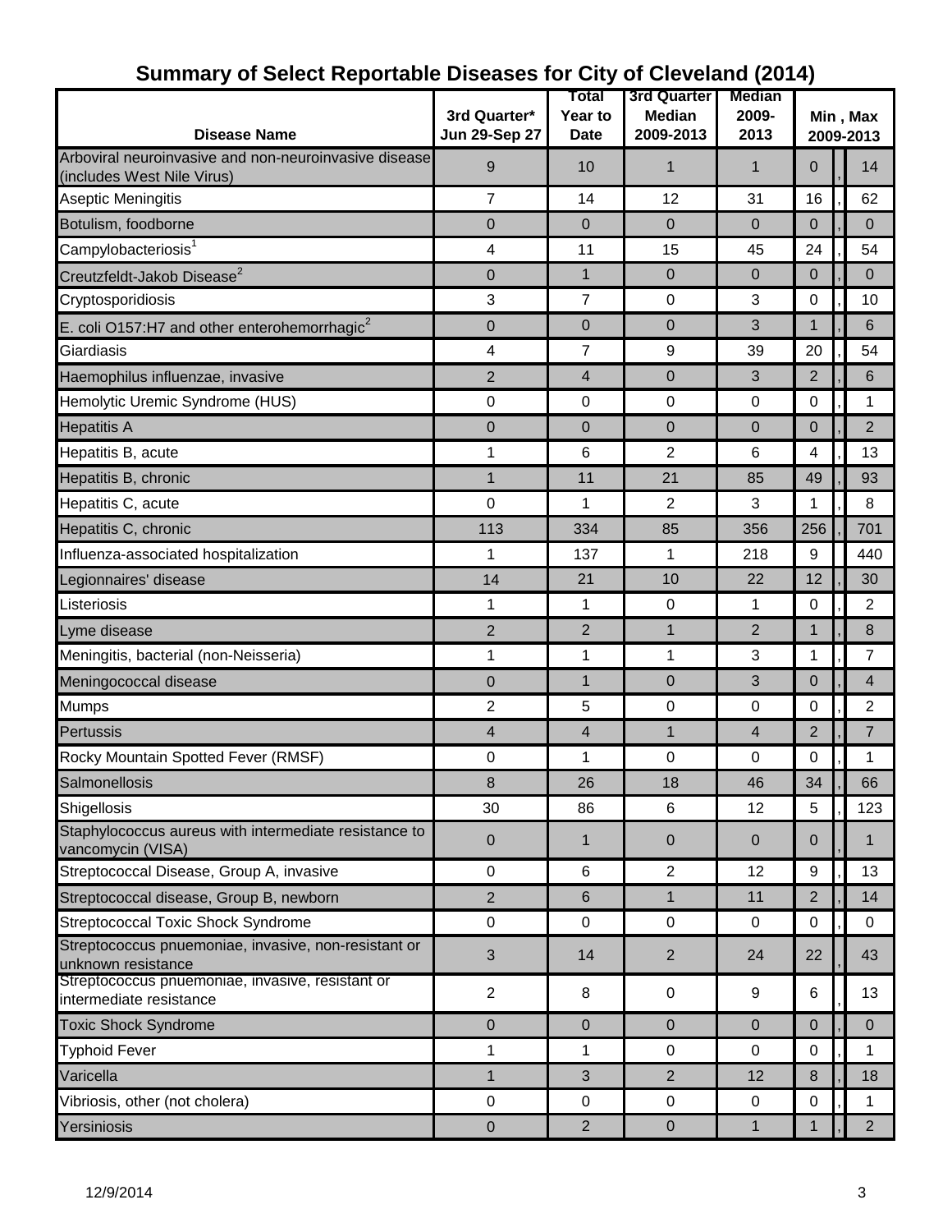# Summary of Select Reportable Diseases for City of Cleveland (2014)

| Disease Name | 3rd Quarter* Jun 29-Sep 27 | Total Year to Date | 3rd Quarter Median 2009-2013 | Median 2009-2013 | Min , Max 2009-2013 | | |
|---|---|---|---|---|---|---|---|
| Arboviral neuroinvasive and non-neuroinvasive disease (includes West Nile Virus) | 9 | 10 | 1 | 1 | 0 | , | 14 |
| Aseptic Meningitis | 7 | 14 | 12 | 31 | 16 | , | 62 |
| Botulism, foodborne | 0 | 0 | 0 | 0 | 0 | , | 0 |
| Campylobacteriosis[1] | 4 | 11 | 15 | 45 | 24 | , | 54 |
| Creutzfeldt-Jakob Disease[2] | 0 | 1 | 0 | 0 | 0 | , | 0 |
| Cryptosporidiosis | 3 | 7 | 0 | 3 | 0 | , | 10 |
| E. coli O157:H7 and other enterohemorrhagic[2] | 0 | 0 | 0 | 3 | 1 | , | 6 |
| Giardiasis | 4 | 7 | 9 | 39 | 20 | , | 54 |
| Haemophilus influenzae, invasive | 2 | 4 | 0 | 3 | 2 | , | 6 |
| Hemolytic Uremic Syndrome (HUS) | 0 | 0 | 0 | 0 | 0 | , | 1 |
| Hepatitis A | 0 | 0 | 0 | 0 | 0 | , | 2 |
| Hepatitis B, acute | 1 | 6 | 2 | 6 | 4 | , | 13 |
| Hepatitis B, chronic | 1 | 11 | 21 | 85 | 49 | , | 93 |
| Hepatitis C, acute | 0 | 1 | 2 | 3 | 1 | , | 8 |
| Hepatitis C, chronic | 113 | 334 | 85 | 356 | 256 | , | 701 |
| Influenza-associated hospitalization | 1 | 137 | 1 | 218 | 9 | | 440 |
| Legionnaires' disease | 14 | 21 | 10 | 22 | 12 | , | 30 |
| Listeriosis | 1 | 1 | 0 | 1 | 0 | , | 2 |
| Lyme disease | 2 | 2 | 1 | 2 | 1 | , | 8 |
| Meningitis, bacterial (non-Neisseria) | 1 | 1 | 1 | 3 | 1 | , | 7 |
| Meningococcal disease | 0 | 1 | 0 | 3 | 0 | , | 4 |
| Mumps | 2 | 5 | 0 | 0 | 0 | , | 2 |
| Pertussis | 4 | 4 | 1 | 4 | 2 | , | 7 |
| Rocky Mountain Spotted Fever (RMSF) | 0 | 1 | 0 | 0 | 0 | , | 1 |
| Salmonellosis | 8 | 26 | 18 | 46 | 34 | , | 66 |
| Shigellosis | 30 | 86 | 6 | 12 | 5 | , | 123 |
| Staphylococcus aureus with intermediate resistance to vancomycin (VISA) | 0 | 1 | 0 | 0 | 0 | , | 1 |
| Streptococcal Disease, Group A, invasive | 0 | 6 | 2 | 12 | 9 | , | 13 |
| Streptococcal disease, Group B, newborn | 2 | 6 | 1 | 11 | 2 | , | 14 |
| Streptococcal Toxic Shock Syndrome | 0 | 0 | 0 | 0 | 0 | , | 0 |
| Streptococcus pnuemoniae, invasive, non-resistant or unknown resistance | 3 | 14 | 2 | 24 | 22 | , | 43 |
| Streptococcus pnuemoniae, invasive, resistant or intermediate resistance | 2 | 8 | 0 | 9 | 6 | , | 13 |
| Toxic Shock Syndrome | 0 | 0 | 0 | 0 | 0 | , | 0 |
| Typhoid Fever | 1 | 1 | 0 | 0 | 0 | , | 1 |
| Varicella | 1 | 3 | 2 | 12 | 8 | , | 18 |
| Vibriosis, other (not cholera) | 0 | 0 | 0 | 0 | 0 | , | 1 |
| Yersiniosis | 0 | 2 | 0 | 1 | 1 | , | 2 |

12/9/2014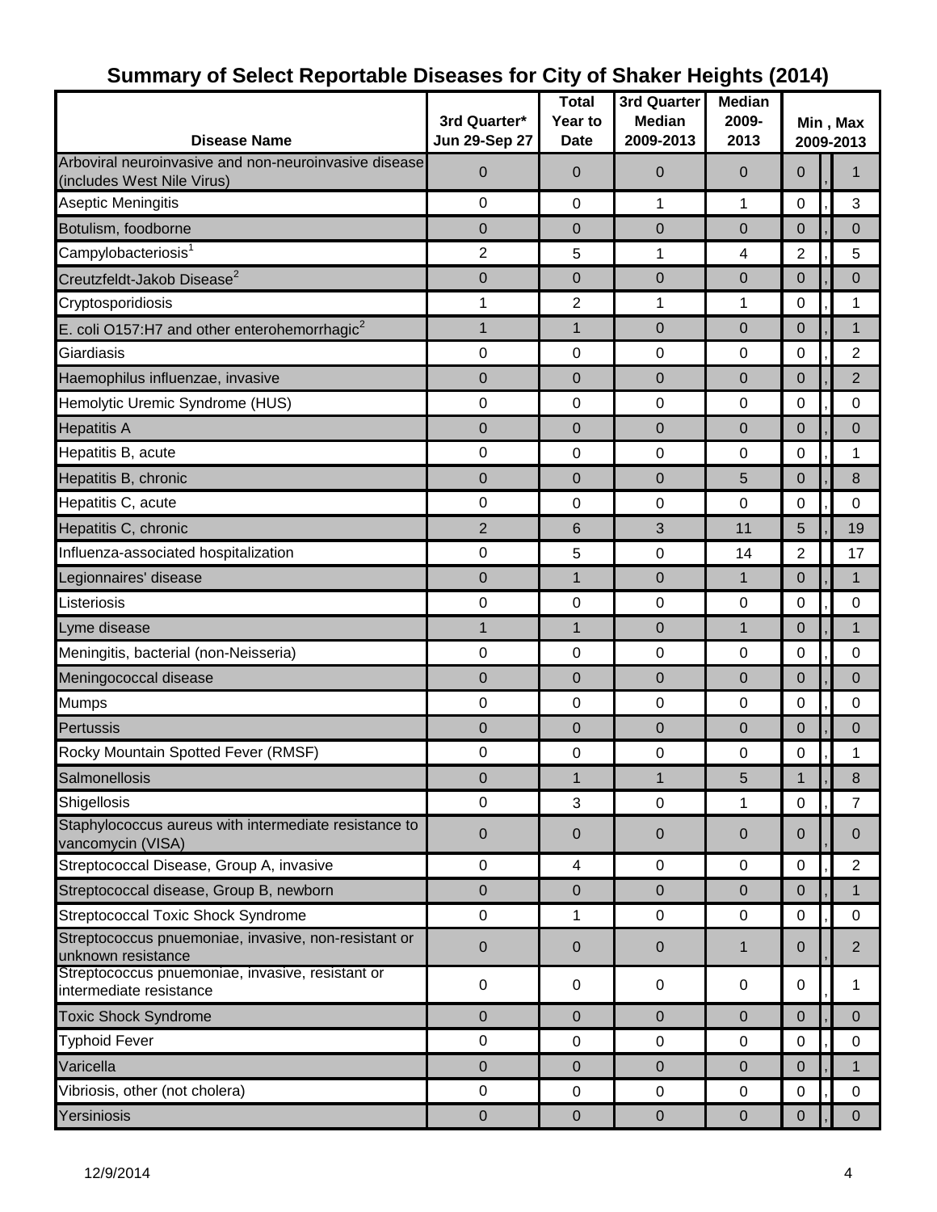## Summary of Select Reportable Diseases for City of Shaker Heights (2014)

| Disease Name | 3rd Quarter* Jun 29-Sep 27 | Total Year to Date | 3rd Quarter Median 2009-2013 | Median 2009-2013 | Min , Max 2009-2013 |
|---|---|---|---|---|---|
| Arboviral neuroinvasive and non-neuroinvasive disease (includes West Nile Virus) | 0 | 0 | 0 | 0 | 0 , 1 |
| Aseptic Meningitis | 0 | 0 | 1 | 1 | 0 , 3 |
| Botulism, foodborne | 0 | 0 | 0 | 0 | 0 , 0 |
| Campylobacteriosis[1] | 2 | 5 | 1 | 4 | 2 , 5 |
| Creutzfeldt-Jakob Disease[2] | 0 | 0 | 0 | 0 | 0 , 0 |
| Cryptosporidiosis | 1 | 2 | 1 | 1 | 0 , 1 |
| E. coli O157:H7 and other enterohemorrhagic[2] | 1 | 1 | 0 | 0 | 0 , 1 |
| Giardiasis | 0 | 0 | 0 | 0 | 0 , 2 |
| Haemophilus influenzae, invasive | 0 | 0 | 0 | 0 | 0 , 2 |
| Hemolytic Uremic Syndrome (HUS) | 0 | 0 | 0 | 0 | 0 , 0 |
| Hepatitis A | 0 | 0 | 0 | 0 | 0 , 0 |
| Hepatitis B, acute | 0 | 0 | 0 | 0 | 0 , 1 |
| Hepatitis B, chronic | 0 | 0 | 0 | 5 | 0 , 8 |
| Hepatitis C, acute | 0 | 0 | 0 | 0 | 0 , 0 |
| Hepatitis C, chronic | 2 | 6 | 3 | 11 | 5 , 19 |
| Influenza-associated hospitalization | 0 | 5 | 0 | 14 | 2 17 |
| Legionnaires' disease | 0 | 1 | 0 | 1 | 0 , 1 |
| Listeriosis | 0 | 0 | 0 | 0 | 0 , 0 |
| Lyme disease | 1 | 1 | 0 | 1 | 0 , 1 |
| Meningitis, bacterial (non-Neisseria) | 0 | 0 | 0 | 0 | 0 , 0 |
| Meningococcal disease | 0 | 0 | 0 | 0 | 0 , 0 |
| Mumps | 0 | 0 | 0 | 0 | 0 , 0 |
| Pertussis | 0 | 0 | 0 | 0 | 0 , 0 |
| Rocky Mountain Spotted Fever (RMSF) | 0 | 0 | 0 | 0 | 0 , 1 |
| Salmonellosis | 0 | 1 | 1 | 5 | 1 , 8 |
| Shigellosis | 0 | 3 | 0 | 1 | 0 , 7 |
| Staphylococcus aureus with intermediate resistance to vancomycin (VISA) | 0 | 0 | 0 | 0 | 0 , 0 |
| Streptococcal Disease, Group A, invasive | 0 | 4 | 0 | 0 | 0 , 2 |
| Streptococcal disease, Group B, newborn | 0 | 0 | 0 | 0 | 0 , 1 |
| Streptococcal Toxic Shock Syndrome | 0 | 1 | 0 | 0 | 0 , 0 |
| Streptococcus pnuemoniae, invasive, non-resistant or unknown resistance | 0 | 0 | 0 | 1 | 0 , 2 |
| Streptococcus pnuemoniae, invasive, resistant or intermediate resistance | 0 | 0 | 0 | 0 | 0 , 1 |
| Toxic Shock Syndrome | 0 | 0 | 0 | 0 | 0 , 0 |
| Typhoid Fever | 0 | 0 | 0 | 0 | 0 , 0 |
| Varicella | 0 | 0 | 0 | 0 | 0 , 1 |
| Vibriosis, other (not cholera) | 0 | 0 | 0 | 0 | 0 , 0 |
| Yersiniosis | 0 | 0 | 0 | 0 | 0 , 0 |

12/9/2014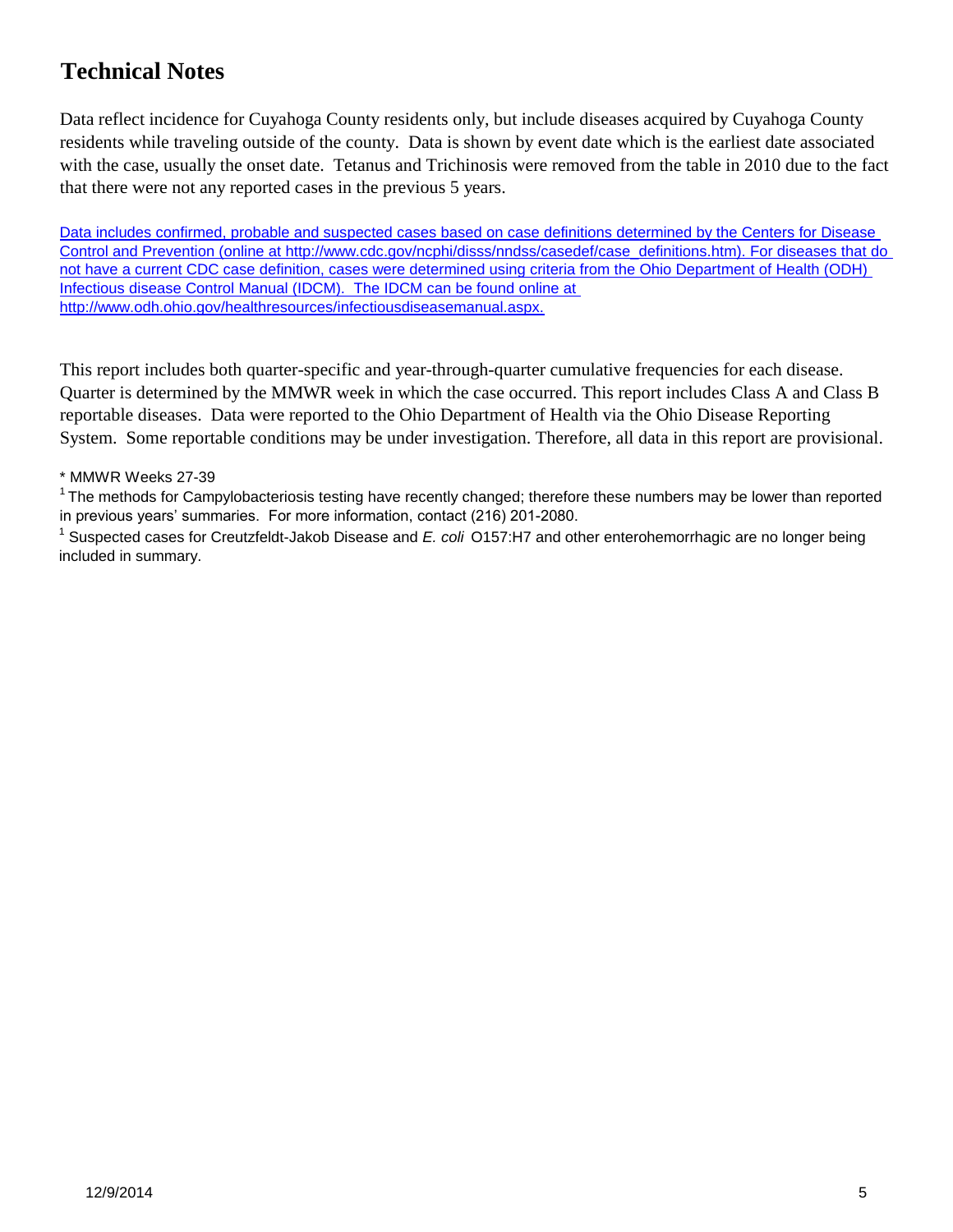## Technical Notes

Data reflect incidence for Cuyahoga County residents only, but include diseases acquired by Cuyahoga County residents while traveling outside of the county. Data is shown by event date which is the earliest date associated with the case, usually the onset date. Tetanus and Trichinosis were removed from the table in 2010 due to the fact that there were not any reported cases in the previous 5 years.

Data includes confirmed, probable and suspected cases based on case definitions determined by the Centers for Disease Control and Prevention (online at http://www.cdc.gov/ncphi/disss/nndss/casedef/case_definitions.htm). For diseases that do not have a current CDC case definition, cases were determined using criteria from the Ohio Department of Health (ODH) Infectious disease Control Manual (IDCM). The IDCM can be found online at http://www.odh.ohio.gov/healthresources/infectiousdiseasemanual.aspx.

This report includes both quarter-specific and year-through-quarter cumulative frequencies for each disease. Quarter is determined by the MMWR week in which the case occurred. This report includes Class A and Class B reportable diseases. Data were reported to the Ohio Department of Health via the Ohio Disease Reporting System. Some reportable conditions may be under investigation. Therefore, all data in this report are provisional.

\* MMWR Weeks 27-39

[1] The methods for Campylobacteriosis testing have recently changed; therefore these numbers may be lower than reported in previous years' summaries. For more information, contact (216) 201-2080.

[1] Suspected cases for Creutzfeldt-Jakob Disease and *E. coli* O157:H7 and other enterohemorrhagic are no longer being included in summary.